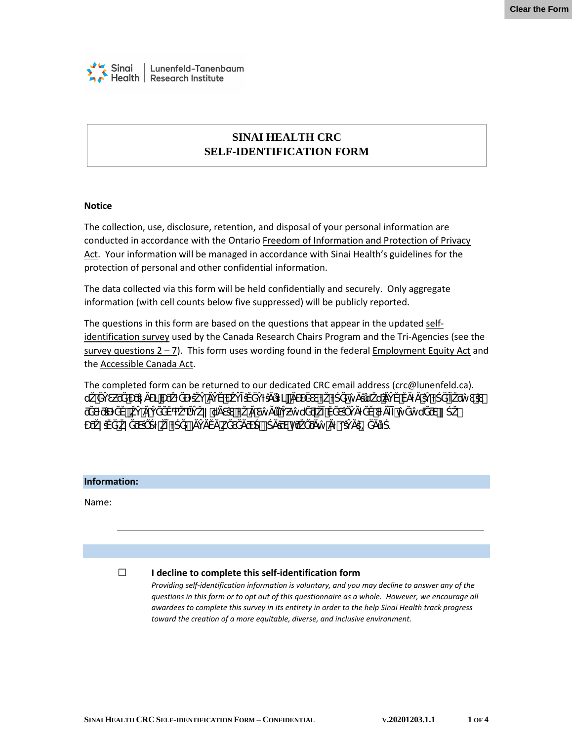Sinai Health | Lunenfeld-Tanenbaum Research Institute

# SINAI HEALTH CRC
# SELF-IDENTIFICATION FORM

**Notice**

The collection, use, disclosure, retention, and disposal of your personal information are conducted in accordance with the Ontario Freedom of Information and Protection of Privacy Act. Your information will be managed in accordance with Sinai Health's guidelines for the protection of personal and other confidential information.

The data collected via this form will be held confidentially and securely. Only aggregate information (with cell counts below five suppressed) will be publicly reported.

The questions in this form are based on the questions that appear in the updated self-identification survey used by the Canada Research Chairs Program and the Tri-Agencies (see the survey questions 2 – 7). This form uses wording found in the federal Employment Equity Act and the Accessible Canada Act.

The completed form can be returned to our dedicated CRC email address (crc@lunenfeld.ca).

**Information:**

Name:

☐ **I decline to complete this self-identification form**

*Providing self-identification information is voluntary, and you may decline to answer any of the questions in this form or to opt out of this questionnaire as a whole. However, we encourage all awardees to complete this survey in its entirety in order to the help Sinai Health track progress toward the creation of a more equitable, diverse, and inclusive environment.*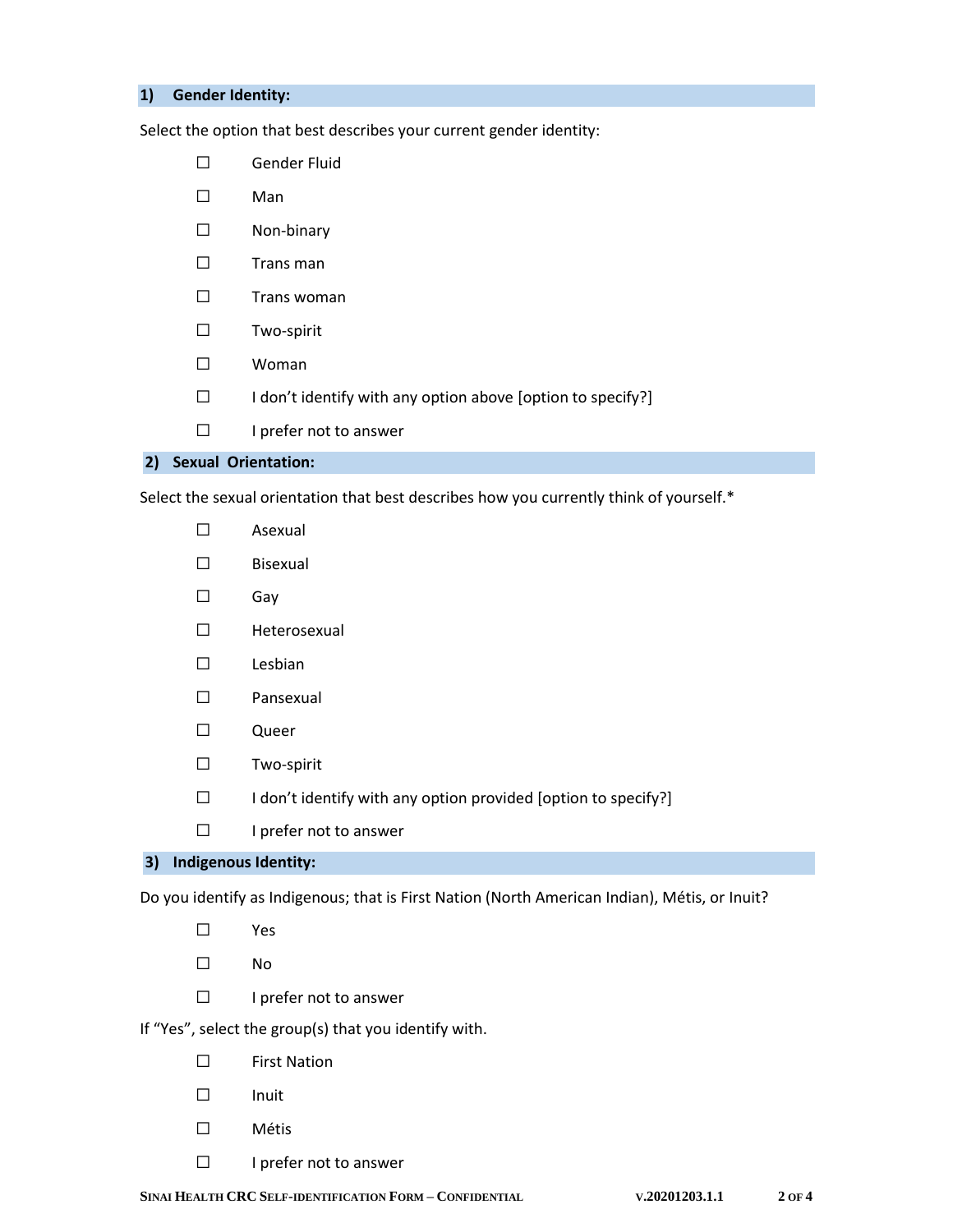## 1) Gender Identity:

Select the option that best describes your current gender identity:

- ☐ Gender Fluid
- ☐ Man
- ☐ Non-binary
- ☐ Trans man
- ☐ Trans woman
- ☐ Two-spirit
- ☐ Woman
- ☐ I don't identify with any option above [option to specify?]
- ☐ I prefer not to answer

## 2) Sexual Orientation:

Select the sexual orientation that best describes how you currently think of yourself.*

- ☐ Asexual
- ☐ Bisexual
- ☐ Gay
- ☐ Heterosexual
- ☐ Lesbian
- ☐ Pansexual
- ☐ Queer
- ☐ Two-spirit
- ☐ I don't identify with any option provided [option to specify?]
- ☐ I prefer not to answer

## 3) Indigenous Identity:

Do you identify as Indigenous; that is First Nation (North American Indian), Métis, or Inuit?

- ☐ Yes
- ☐ No
- ☐ I prefer not to answer

If "Yes", select the group(s) that you identify with.

- ☐ First Nation
- ☐ Inuit
- ☐ Métis
- ☐ I prefer not to answer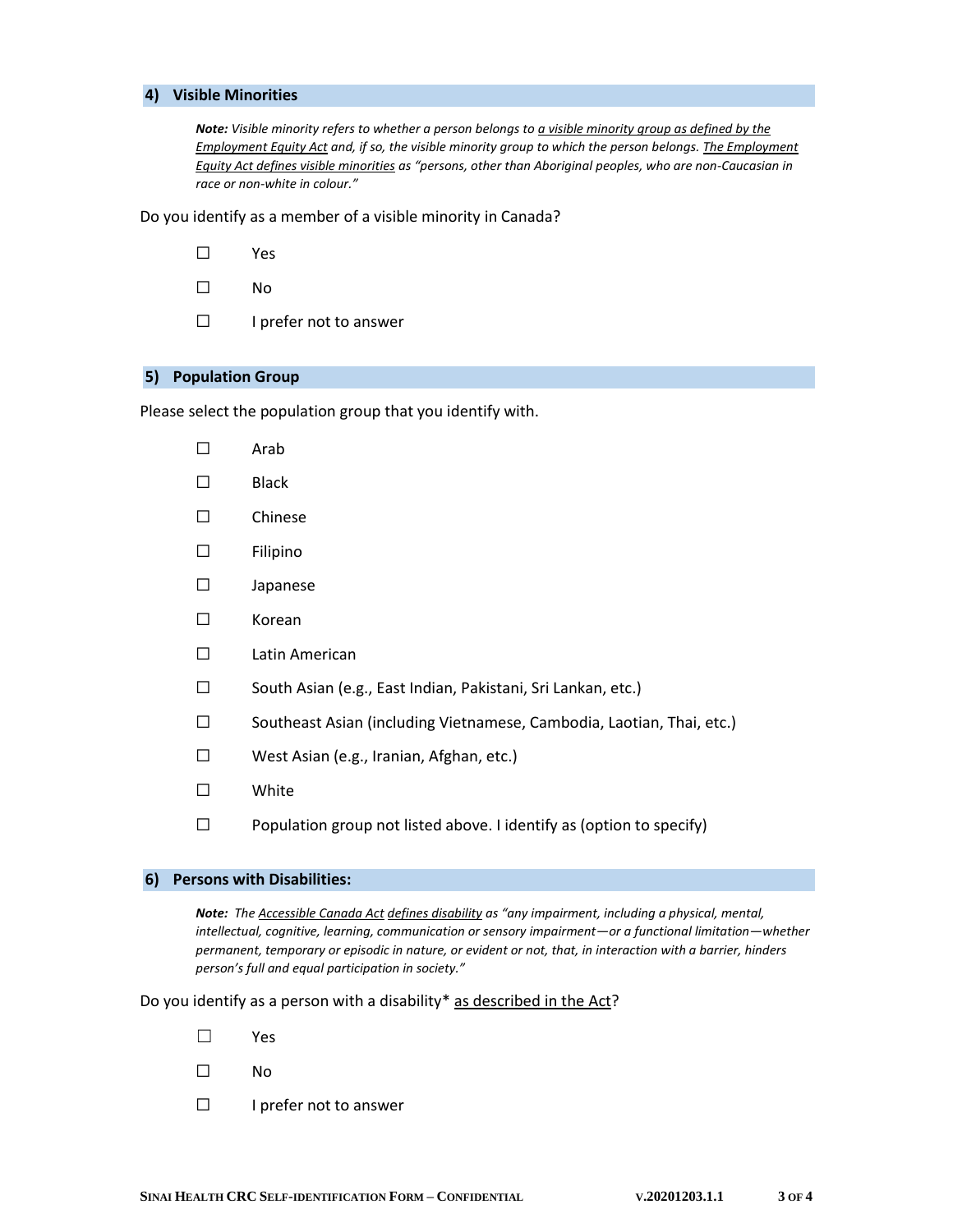## 4) Visible Minorities

***Note:*** *Visible minority refers to whether a person belongs to a visible minority group as defined by the Employment Equity Act and, if so, the visible minority group to which the person belongs. The Employment Equity Act defines visible minorities as "persons, other than Aboriginal peoples, who are non-Caucasian in race or non-white in colour."*

Do you identify as a member of a visible minority in Canada?

☐ Yes

☐ No

☐ I prefer not to answer

## 5) Population Group

Please select the population group that you identify with.

☐ Arab

☐ Black

☐ Chinese

☐ Filipino

☐ Japanese

☐ Korean

☐ Latin American

☐ South Asian (e.g., East Indian, Pakistani, Sri Lankan, etc.)

☐ Southeast Asian (including Vietnamese, Cambodia, Laotian, Thai, etc.)

☐ West Asian (e.g., Iranian, Afghan, etc.)

☐ White

☐ Population group not listed above. I identify as (option to specify)

## 6) Persons with Disabilities:

***Note:*** *The Accessible Canada Act defines disability as "any impairment, including a physical, mental, intellectual, cognitive, learning, communication or sensory impairment—or a functional limitation—whether permanent, temporary or episodic in nature, or evident or not, that, in interaction with a barrier, hinders person's full and equal participation in society."*

Do you identify as a person with a disability* as described in the Act?

☐ Yes

☐ No

☐ I prefer not to answer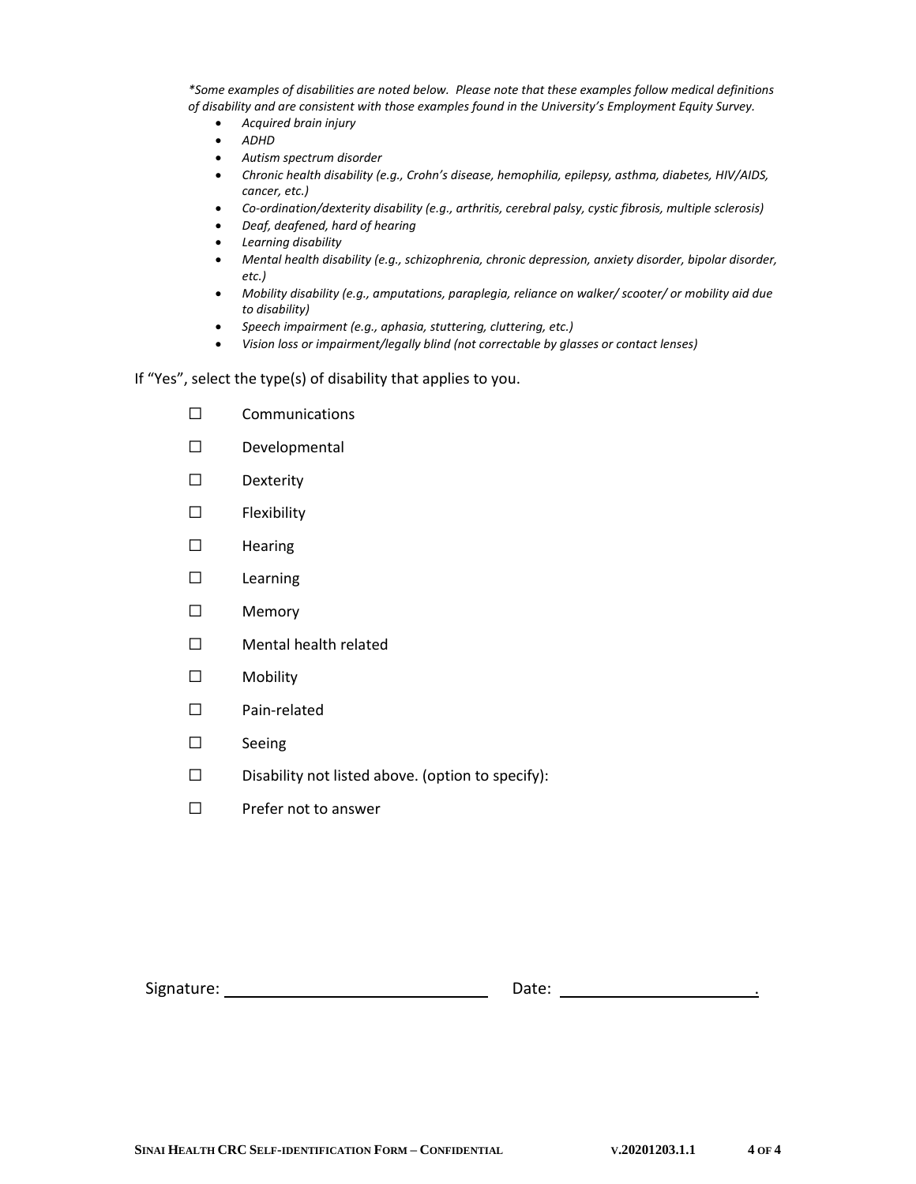*\*Some examples of disabilities are noted below. Please note that these examples follow medical definitions of disability and are consistent with those examples found in the University's Employment Equity Survey.*

- *Acquired brain injury*
- *ADHD*
- *Autism spectrum disorder*
- *Chronic health disability (e.g., Crohn's disease, hemophilia, epilepsy, asthma, diabetes, HIV/AIDS, cancer, etc.)*
- *Co-ordination/dexterity disability (e.g., arthritis, cerebral palsy, cystic fibrosis, multiple sclerosis)*
- *Deaf, deafened, hard of hearing*
- *Learning disability*
- *Mental health disability (e.g., schizophrenia, chronic depression, anxiety disorder, bipolar disorder, etc.)*
- *Mobility disability (e.g., amputations, paraplegia, reliance on walker/ scooter/ or mobility aid due to disability)*
- *Speech impairment (e.g., aphasia, stuttering, cluttering, etc.)*
- *Vision loss or impairment/legally blind (not correctable by glasses or contact lenses)*

If "Yes", select the type(s) of disability that applies to you.

☐ Communications

☐ Developmental

☐ Dexterity

☐ Flexibility

☐ Hearing

☐ Learning

☐ Memory

☐ Mental health related

☐ Mobility

☐ Pain-related

☐ Seeing

☐ Disability not listed above. (option to specify):

☐ Prefer not to answer

Signature: ______________________________ Date: ______________________.